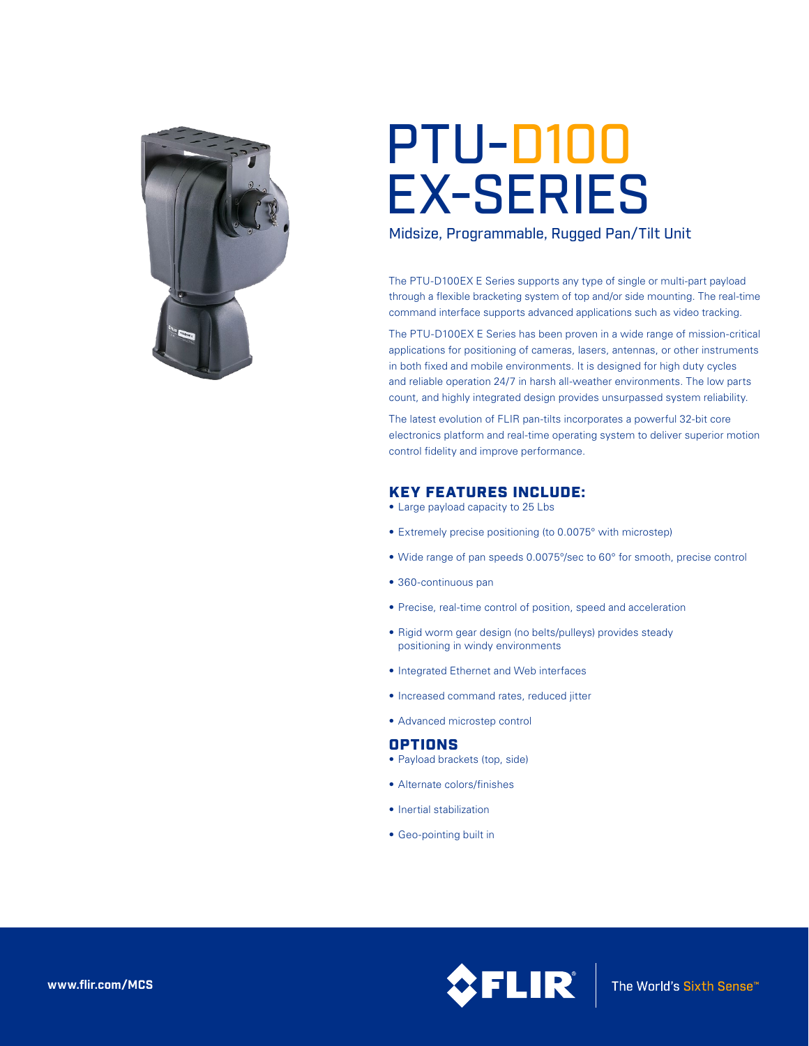# PTU-D100 EX-SERIES

Midsize, Programmable, Rugged Pan/Tilt Unit

The PTU-D100EX E Series supports any type of single or multi-part payload through a flexible bracketing system of top and/or side mounting. The real-time command interface supports advanced applications such as video tracking.

The PTU-D100EX E Series has been proven in a wide range of mission-critical applications for positioning of cameras, lasers, antennas, or other instruments in both fixed and mobile environments. It is designed for high duty cycles and reliable operation 24/7 in harsh all-weather environments. The low parts count, and highly integrated design provides unsurpassed system reliability.

The latest evolution of FLIR pan-tilts incorporates a powerful 32-bit core electronics platform and real-time operating system to deliver superior motion control fidelity and improve performance.

## KEY FEATURES INCLUDE:

- Large payload capacity to 25 Lbs
- Extremely precise positioning (to 0.0075° with microstep)
- Wide range of pan speeds 0.0075°/sec to 60° for smooth, precise control
- 360-continuous pan
- Precise, real-time control of position, speed and acceleration
- Rigid worm gear design (no belts/pulleys) provides steady positioning in windy environments
- Integrated Ethernet and Web interfaces
- Increased command rates, reduced jitter
- Advanced microstep control

## OPTIONS

- Payload brackets (top, side)
- Alternate colors/finishes
- Inertial stabilization
- Geo-pointing built in

www.flir.com/MCS

FLIR® The World's Sixth Sense™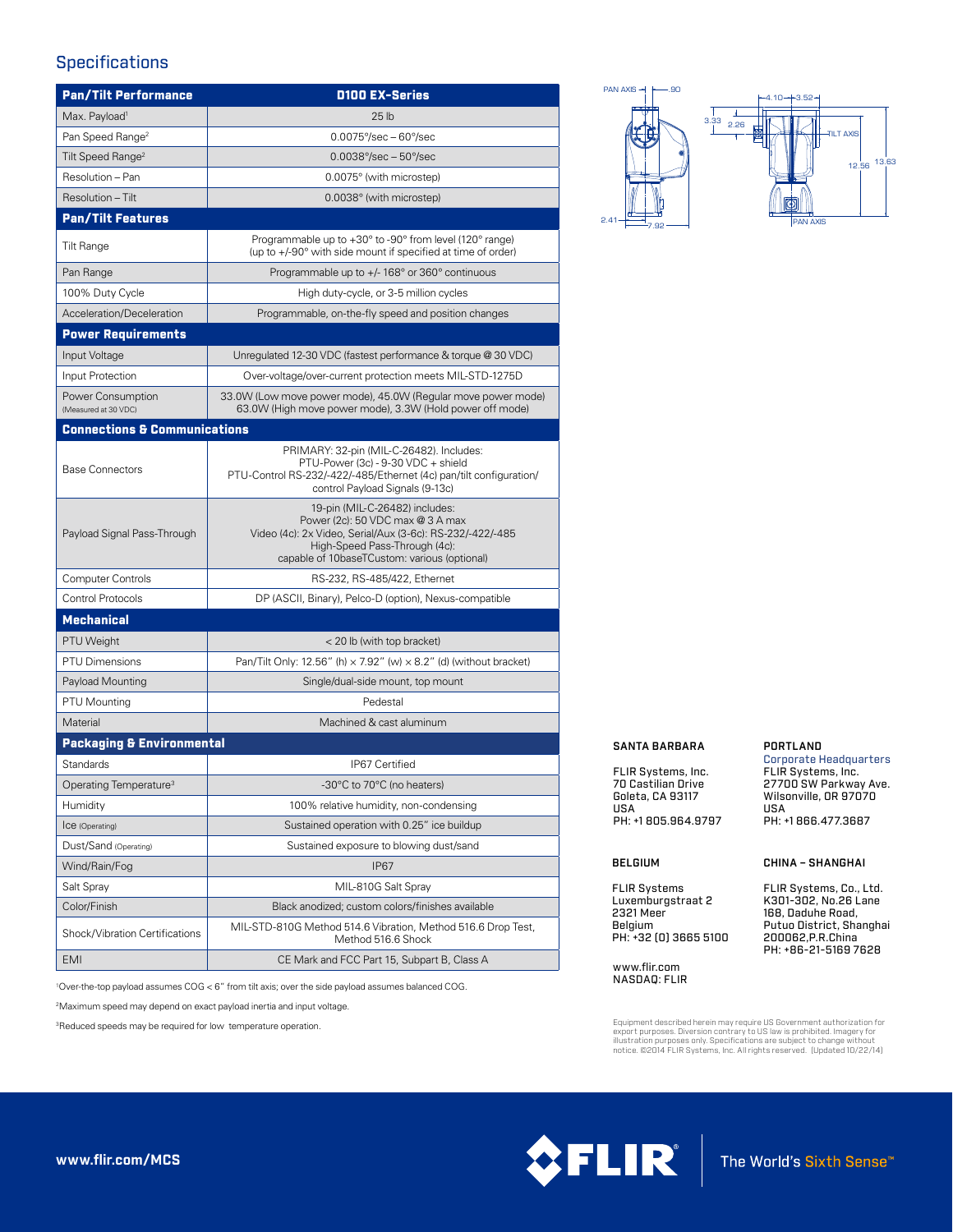## Specifications

| Pan/Tilt Performance | D100 EX-Series |
|---|---|
| Max. Payload[1] | 25 lb |
| Pan Speed Range[2] | 0.0075°/sec – 60°/sec |
| Tilt Speed Range[2] | 0.0038°/sec – 50°/sec |
| Resolution – Pan | 0.0075° (with microstep) |
| Resolution – Tilt | 0.0038° (with microstep) |
| **Pan/Tilt Features** | |
| Tilt Range | Programmable up to +30° to -90° from level (120° range) (up to +/-90° with side mount if specified at time of order) |
| Pan Range | Programmable up to +/- 168° or 360° continuous |
| 100% Duty Cycle | High duty-cycle, or 3-5 million cycles |
| Acceleration/Deceleration | Programmable, on-the-fly speed and position changes |
| **Power Requirements** | |
| Input Voltage | Unregulated 12-30 VDC (fastest performance & torque @ 30 VDC) |
| Input Protection | Over-voltage/over-current protection meets MIL-STD-1275D |
| Power Consumption (Measured at 30 VDC) | 33.0W (Low move power mode), 45.0W (Regular move power mode) 63.0W (High move power mode), 3.3W (Hold power off mode) |
| **Connections & Communications** | |
| Base Connectors | PRIMARY: 32-pin (MIL-C-26482). Includes: PTU-Power (3c) - 9-30 VDC + shield PTU-Control RS-232/-422/-485/Ethernet (4c) pan/tilt configuration/ control Payload Signals (9-13c) |
| Payload Signal Pass-Through | 19-pin (MIL-C-26482) includes: Power (2c): 50 VDC max @ 3 A max Video (4c): 2x Video, Serial/Aux (3-6c): RS-232/-422/-485 High-Speed Pass-Through (4c): capable of 10baseTCustom: various (optional) |
| Computer Controls | RS-232, RS-485/422, Ethernet |
| Control Protocols | DP (ASCII, Binary), Pelco-D (option), Nexus-compatible |
| **Mechanical** | |
| PTU Weight | < 20 lb (with top bracket) |
| PTU Dimensions | Pan/Tilt Only: 12.56" (h) × 7.92" (w) × 8.2" (d) (without bracket) |
| Payload Mounting | Single/dual-side mount, top mount |
| PTU Mounting | Pedestal |
| Material | Machined & cast aluminum |
| **Packaging & Environmental** | |
| Standards | IP67 Certified |
| Operating Temperature[3] | -30°C to 70°C (no heaters) |
| Humidity | 100% relative humidity, non-condensing |
| Ice (Operating) | Sustained operation with 0.25" ice buildup |
| Dust/Sand (Operating) | Sustained exposure to blowing dust/sand |
| Wind/Rain/Fog | IP67 |
| Salt Spray | MIL-810G Salt Spray |
| Color/Finish | Black anodized; custom colors/finishes available |
| Shock/Vibration Certifications | MIL-STD-810G Method 514.6 Vibration, Method 516.6 Drop Test, Method 516.6 Shock |
| EMI | CE Mark and FCC Part 15, Subpart B, Class A |

[1]Over-the-top payload assumes COG < 6" from tilt axis; over the side payload assumes balanced COG.

[2]Maximum speed may depend on exact payload inertia and input voltage.

[3]Reduced speeds may be required for low temperature operation.

PAN AXIS .90
2.41 7.92
4.10 3.52
3.33 2.26
TILT AXIS
12.56 13.63
PAN AXIS

**SANTA BARBARA**

FLIR Systems, Inc.
70 Castilian Drive
Goleta, CA 93117
USA
PH: +1 805.964.9797

**PORTLAND**

Corporate Headquarters
FLIR Systems, Inc.
27700 SW Parkway Ave.
Wilsonville, OR 97070
USA
PH: +1 866.477.3687

**BELGIUM**

FLIR Systems
Luxemburgstraat 2
2321 Meer
Belgium
PH: +32 (0) 3665 5100

**CHINA – SHANGHAI**

FLIR Systems, Co., Ltd.
K301-302, No.26 Lane
168, Daduhe Road,
Putuo District, Shanghai
200062,P.R.China
PH: +86-21-5169 7628

www.flir.com
NASDAQ: FLIR

Equipment described herein may require US Government authorization for export purposes. Diversion contrary to US law is prohibited. Imagery for illustration purposes only. Specifications are subject to change without notice. ©2014 FLIR Systems, Inc. All rights reserved. (Updated 10/22/14)

**www.flir.com/MCS**

FLIR®

The World's Sixth Sense™